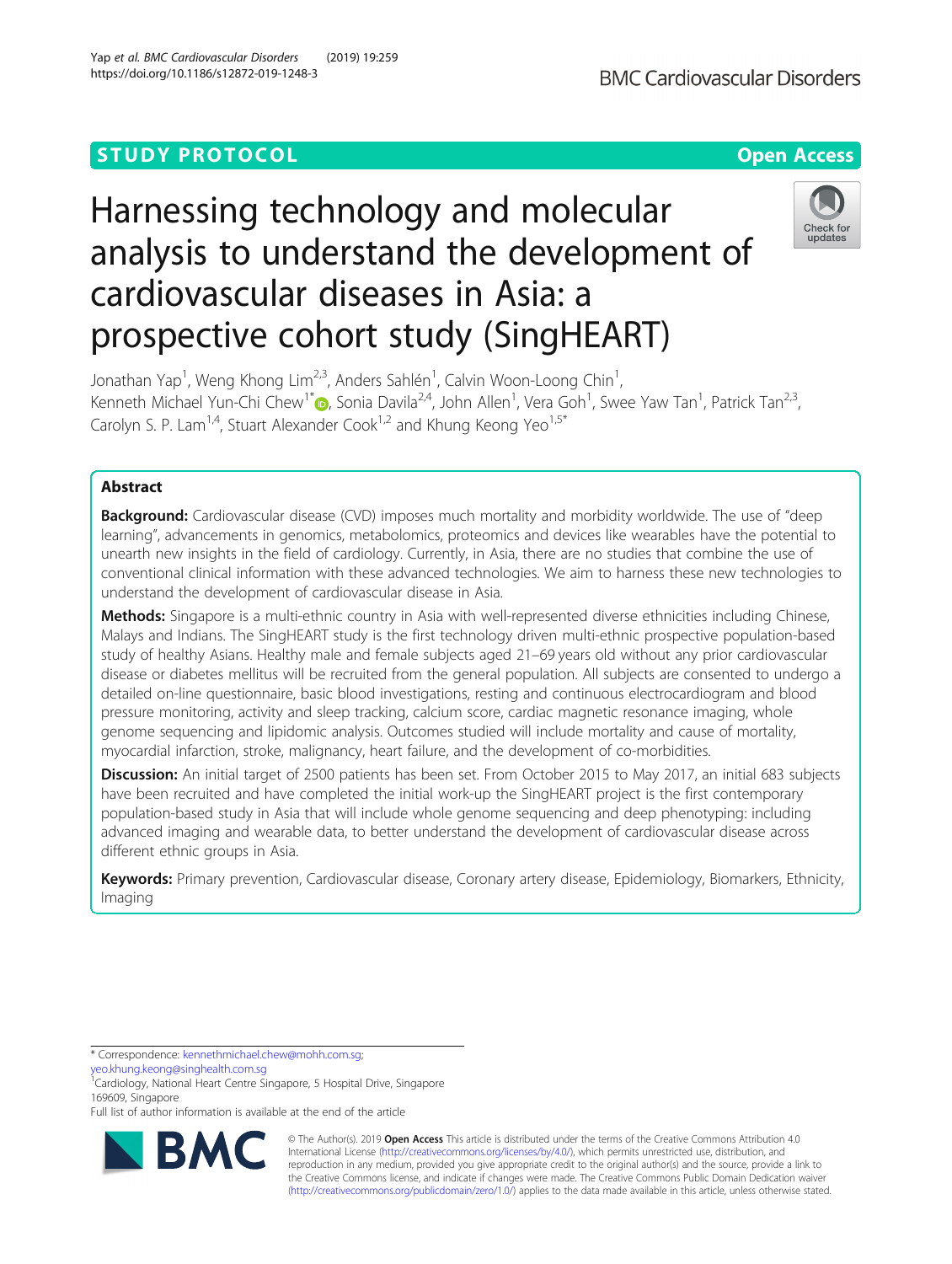STUDY PROTOCOL

Open Access

# Harnessing technology and molecular analysis to understand the development of cardiovascular diseases in Asia: a prospective cohort study (SingHEART)

Jonathan Yap[1], Weng Khong Lim[2,3], Anders Sahlén[1], Calvin Woon-Loong Chin[1], Kenneth Michael Yun-Chi Chew[1*], Sonia Davila[2,4], John Allen[1], Vera Goh[1], Swee Yaw Tan[1], Patrick Tan[2,3], Carolyn S. P. Lam[1,4], Stuart Alexander Cook[1,2] and Khung Keong Yeo[1,5*]

## Abstract

**Background:** Cardiovascular disease (CVD) imposes much mortality and morbidity worldwide. The use of "deep learning", advancements in genomics, metabolomics, proteomics and devices like wearables have the potential to unearth new insights in the field of cardiology. Currently, in Asia, there are no studies that combine the use of conventional clinical information with these advanced technologies. We aim to harness these new technologies to understand the development of cardiovascular disease in Asia.

**Methods:** Singapore is a multi-ethnic country in Asia with well-represented diverse ethnicities including Chinese, Malays and Indians. The SingHEART study is the first technology driven multi-ethnic prospective population-based study of healthy Asians. Healthy male and female subjects aged 21–69 years old without any prior cardiovascular disease or diabetes mellitus will be recruited from the general population. All subjects are consented to undergo a detailed on-line questionnaire, basic blood investigations, resting and continuous electrocardiogram and blood pressure monitoring, activity and sleep tracking, calcium score, cardiac magnetic resonance imaging, whole genome sequencing and lipidomic analysis. Outcomes studied will include mortality and cause of mortality, myocardial infarction, stroke, malignancy, heart failure, and the development of co-morbidities.

**Discussion:** An initial target of 2500 patients has been set. From October 2015 to May 2017, an initial 683 subjects have been recruited and have completed the initial work-up the SingHEART project is the first contemporary population-based study in Asia that will include whole genome sequencing and deep phenotyping: including advanced imaging and wearable data, to better understand the development of cardiovascular disease across different ethnic groups in Asia.

**Keywords:** Primary prevention, Cardiovascular disease, Coronary artery disease, Epidemiology, Biomarkers, Ethnicity, Imaging

---

\* Correspondence: kennethmichael.chew@mohh.com.sg; yeo.khung.keong@singhealth.com.sg

[1]Cardiology, National Heart Centre Singapore, 5 Hospital Drive, Singapore 169609, Singapore

Full list of author information is available at the end of the article

© The Author(s). 2019 **Open Access** This article is distributed under the terms of the Creative Commons Attribution 4.0 International License (http://creativecommons.org/licenses/by/4.0/), which permits unrestricted use, distribution, and reproduction in any medium, provided you give appropriate credit to the original author(s) and the source, provide a link to the Creative Commons license, and indicate if changes were made. The Creative Commons Public Domain Dedication waiver (http://creativecommons.org/publicdomain/zero/1.0/) applies to the data made available in this article, unless otherwise stated.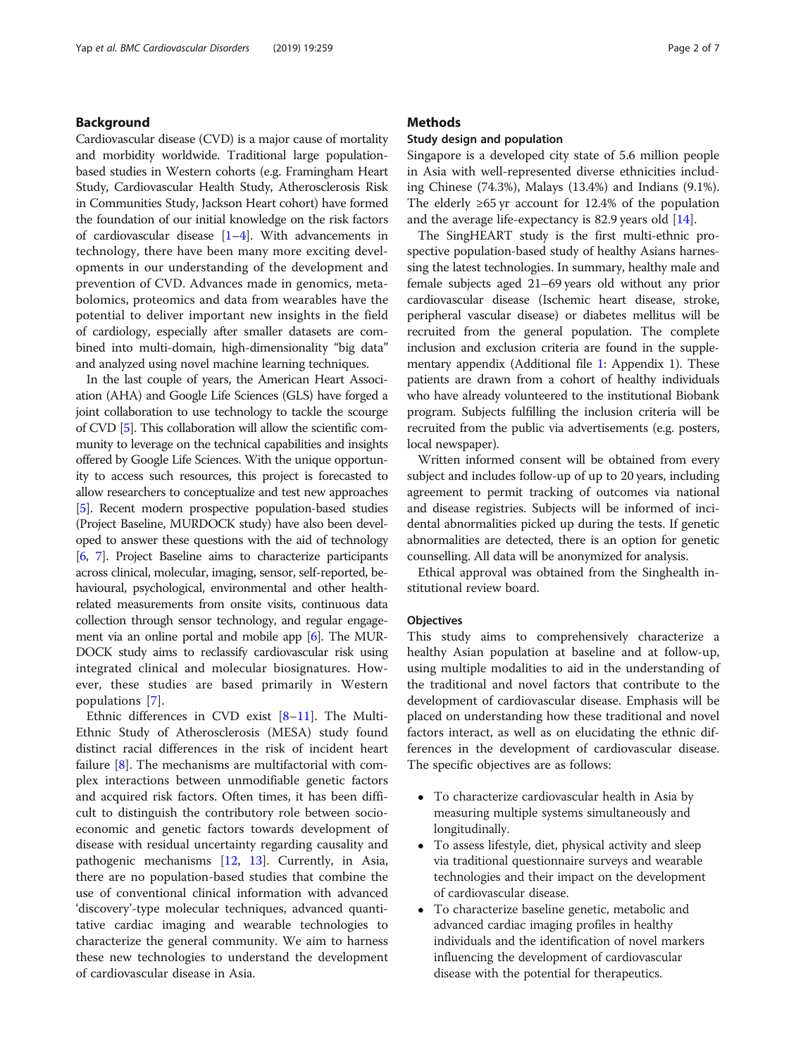## Background

Cardiovascular disease (CVD) is a major cause of mortality and morbidity worldwide. Traditional large population-based studies in Western cohorts (e.g. Framingham Heart Study, Cardiovascular Health Study, Atherosclerosis Risk in Communities Study, Jackson Heart cohort) have formed the foundation of our initial knowledge on the risk factors of cardiovascular disease [1–4]. With advancements in technology, there have been many more exciting developments in our understanding of the development and prevention of CVD. Advances made in genomics, metabolomics, proteomics and data from wearables have the potential to deliver important new insights in the field of cardiology, especially after smaller datasets are combined into multi-domain, high-dimensionality "big data" and analyzed using novel machine learning techniques.

In the last couple of years, the American Heart Association (AHA) and Google Life Sciences (GLS) have forged a joint collaboration to use technology to tackle the scourge of CVD [5]. This collaboration will allow the scientific community to leverage on the technical capabilities and insights offered by Google Life Sciences. With the unique opportunity to access such resources, this project is forecasted to allow researchers to conceptualize and test new approaches [5]. Recent modern prospective population-based studies (Project Baseline, MURDOCK study) have also been developed to answer these questions with the aid of technology [6, 7]. Project Baseline aims to characterize participants across clinical, molecular, imaging, sensor, self-reported, behavioural, psychological, environmental and other health-related measurements from onsite visits, continuous data collection through sensor technology, and regular engagement via an online portal and mobile app [6]. The MURDOCK study aims to reclassify cardiovascular risk using integrated clinical and molecular biosignatures. However, these studies are based primarily in Western populations [7].

Ethnic differences in CVD exist [8–11]. The Multi-Ethnic Study of Atherosclerosis (MESA) study found distinct racial differences in the risk of incident heart failure [8]. The mechanisms are multifactorial with complex interactions between unmodifiable genetic factors and acquired risk factors. Often times, it has been difficult to distinguish the contributory role between socio-economic and genetic factors towards development of disease with residual uncertainty regarding causality and pathogenic mechanisms [12, 13]. Currently, in Asia, there are no population-based studies that combine the use of conventional clinical information with advanced 'discovery'-type molecular techniques, advanced quantitative cardiac imaging and wearable technologies to characterize the general community. We aim to harness these new technologies to understand the development of cardiovascular disease in Asia.

## Methods

### Study design and population

Singapore is a developed city state of 5.6 million people in Asia with well-represented diverse ethnicities including Chinese (74.3%), Malays (13.4%) and Indians (9.1%). The elderly ≥65 yr account for 12.4% of the population and the average life-expectancy is 82.9 years old [14].

The SingHEART study is the first multi-ethnic prospective population-based study of healthy Asians harnessing the latest technologies. In summary, healthy male and female subjects aged 21–69 years old without any prior cardiovascular disease (Ischemic heart disease, stroke, peripheral vascular disease) or diabetes mellitus will be recruited from the general population. The complete inclusion and exclusion criteria are found in the supplementary appendix (Additional file 1: Appendix 1). These patients are drawn from a cohort of healthy individuals who have already volunteered to the institutional Biobank program. Subjects fulfilling the inclusion criteria will be recruited from the public via advertisements (e.g. posters, local newspaper).

Written informed consent will be obtained from every subject and includes follow-up of up to 20 years, including agreement to permit tracking of outcomes via national and disease registries. Subjects will be informed of incidental abnormalities picked up during the tests. If genetic abnormalities are detected, there is an option for genetic counselling. All data will be anonymized for analysis.

Ethical approval was obtained from the Singhealth institutional review board.

### Objectives

This study aims to comprehensively characterize a healthy Asian population at baseline and at follow-up, using multiple modalities to aid in the understanding of the traditional and novel factors that contribute to the development of cardiovascular disease. Emphasis will be placed on understanding how these traditional and novel factors interact, as well as on elucidating the ethnic differences in the development of cardiovascular disease. The specific objectives are as follows:

- To characterize cardiovascular health in Asia by measuring multiple systems simultaneously and longitudinally.
- To assess lifestyle, diet, physical activity and sleep via traditional questionnaire surveys and wearable technologies and their impact on the development of cardiovascular disease.
- To characterize baseline genetic, metabolic and advanced cardiac imaging profiles in healthy individuals and the identification of novel markers influencing the development of cardiovascular disease with the potential for therapeutics.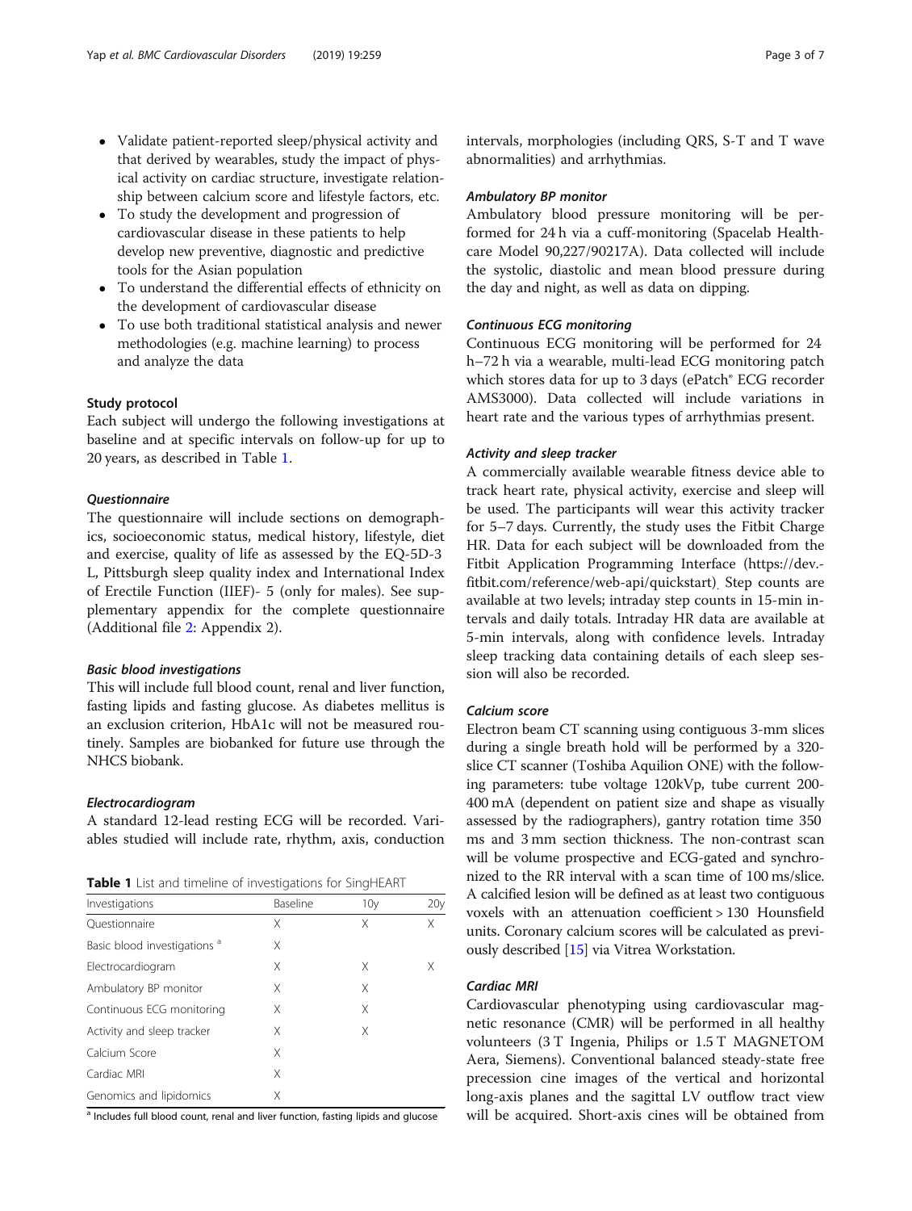- Validate patient-reported sleep/physical activity and that derived by wearables, study the impact of physical activity on cardiac structure, investigate relationship between calcium score and lifestyle factors, etc.
- To study the development and progression of cardiovascular disease in these patients to help develop new preventive, diagnostic and predictive tools for the Asian population
- To understand the differential effects of ethnicity on the development of cardiovascular disease
- To use both traditional statistical analysis and newer methodologies (e.g. machine learning) to process and analyze the data

### Study protocol

Each subject will undergo the following investigations at baseline and at specific intervals on follow-up for up to 20 years, as described in Table 1.

#### *Questionnaire*

The questionnaire will include sections on demographics, socioeconomic status, medical history, lifestyle, diet and exercise, quality of life as assessed by the EQ-5D-3 L, Pittsburgh sleep quality index and International Index of Erectile Function (IIEF)- 5 (only for males). See supplementary appendix for the complete questionnaire (Additional file 2: Appendix 2).

#### *Basic blood investigations*

This will include full blood count, renal and liver function, fasting lipids and fasting glucose. As diabetes mellitus is an exclusion criterion, HbA1c will not be measured routinely. Samples are biobanked for future use through the NHCS biobank.

#### *Electrocardiogram*

A standard 12-lead resting ECG will be recorded. Variables studied will include rate, rhythm, axis, conduction intervals, morphologies (including QRS, S-T and T wave abnormalities) and arrhythmias.

**Table 1** List and timeline of investigations for SingHEART

| Investigations | Baseline | 10y | 20y |
|---|---|---|---|
| Questionnaire | X | X | X |
| Basic blood investigations [a] | X | | |
| Electrocardiogram | X | X | X |
| Ambulatory BP monitor | X | X | |
| Continuous ECG monitoring | X | X | |
| Activity and sleep tracker | X | X | |
| Calcium Score | X | | |
| Cardiac MRI | X | | |
| Genomics and lipidomics | X | | |

[a] Includes full blood count, renal and liver function, fasting lipids and glucose

#### *Ambulatory BP monitor*

Ambulatory blood pressure monitoring will be performed for 24 h via a cuff-monitoring (Spacelab Healthcare Model 90,227/90217A). Data collected will include the systolic, diastolic and mean blood pressure during the day and night, as well as data on dipping.

#### *Continuous ECG monitoring*

Continuous ECG monitoring will be performed for 24 h–72 h via a wearable, multi-lead ECG monitoring patch which stores data for up to 3 days (ePatch® ECG recorder AMS3000). Data collected will include variations in heart rate and the various types of arrhythmias present.

#### *Activity and sleep tracker*

A commercially available wearable fitness device able to track heart rate, physical activity, exercise and sleep will be used. The participants will wear this activity tracker for 5–7 days. Currently, the study uses the Fitbit Charge HR. Data for each subject will be downloaded from the Fitbit Application Programming Interface (https://dev.fitbit.com/reference/web-api/quickstart). Step counts are available at two levels; intraday step counts in 15-min intervals and daily totals. Intraday HR data are available at 5-min intervals, along with confidence levels. Intraday sleep tracking data containing details of each sleep session will also be recorded.

#### *Calcium score*

Electron beam CT scanning using contiguous 3-mm slices during a single breath hold will be performed by a 320-slice CT scanner (Toshiba Aquilion ONE) with the following parameters: tube voltage 120kVp, tube current 200-400 mA (dependent on patient size and shape as visually assessed by the radiographers), gantry rotation time 350 ms and 3 mm section thickness. The non-contrast scan will be volume prospective and ECG-gated and synchronized to the RR interval with a scan time of 100 ms/slice. A calcified lesion will be defined as at least two contiguous voxels with an attenuation coefficient > 130 Hounsfield units. Coronary calcium scores will be calculated as previously described [15] via Vitrea Workstation.

#### *Cardiac MRI*

Cardiovascular phenotyping using cardiovascular magnetic resonance (CMR) will be performed in all healthy volunteers (3 T Ingenia, Philips or 1.5 T MAGNETOM Aera, Siemens). Conventional balanced steady-state free precession cine images of the vertical and horizontal long-axis planes and the sagittal LV outflow tract view will be acquired. Short-axis cines will be obtained from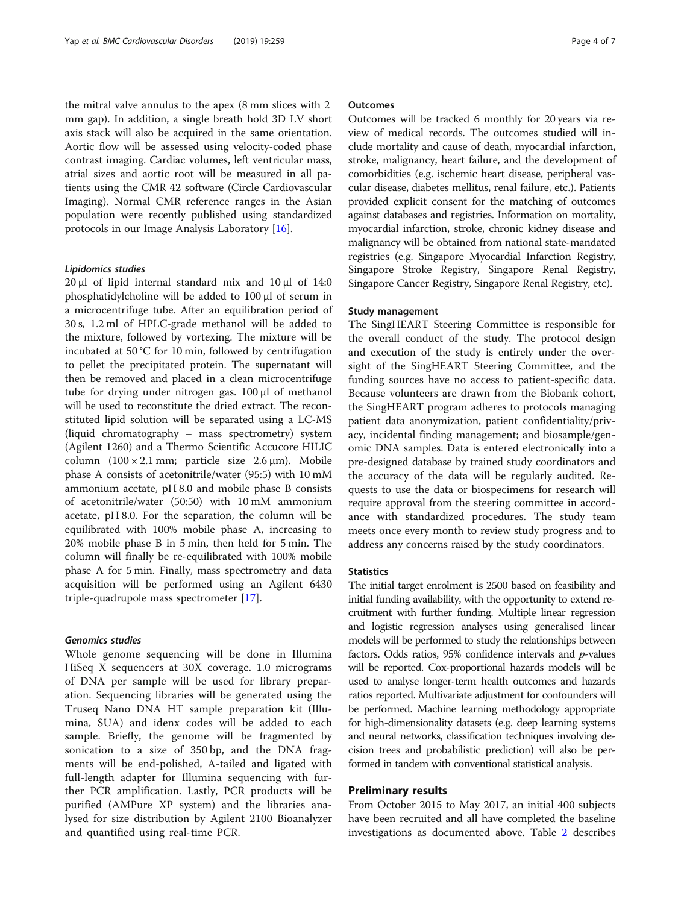the mitral valve annulus to the apex (8 mm slices with 2 mm gap). In addition, a single breath hold 3D LV short axis stack will also be acquired in the same orientation. Aortic flow will be assessed using velocity-coded phase contrast imaging. Cardiac volumes, left ventricular mass, atrial sizes and aortic root will be measured in all patients using the CMR 42 software (Circle Cardiovascular Imaging). Normal CMR reference ranges in the Asian population were recently published using standardized protocols in our Image Analysis Laboratory [16].

#### *Lipidomics studies*

20 μl of lipid internal standard mix and 10 μl of 14:0 phosphatidylcholine will be added to 100 μl of serum in a microcentrifuge tube. After an equilibration period of 30 s, 1.2 ml of HPLC-grade methanol will be added to the mixture, followed by vortexing. The mixture will be incubated at 50 °C for 10 min, followed by centrifugation to pellet the precipitated protein. The supernatant will then be removed and placed in a clean microcentrifuge tube for drying under nitrogen gas. 100 μl of methanol will be used to reconstitute the dried extract. The reconstituted lipid solution will be separated using a LC-MS (liquid chromatography – mass spectrometry) system (Agilent 1260) and a Thermo Scientific Accucore HILIC column (100 × 2.1 mm; particle size 2.6 μm). Mobile phase A consists of acetonitrile/water (95:5) with 10 mM ammonium acetate, pH 8.0 and mobile phase B consists of acetonitrile/water (50:50) with 10 mM ammonium acetate, pH 8.0. For the separation, the column will be equilibrated with 100% mobile phase A, increasing to 20% mobile phase B in 5 min, then held for 5 min. The column will finally be re-equilibrated with 100% mobile phase A for 5 min. Finally, mass spectrometry and data acquisition will be performed using an Agilent 6430 triple-quadrupole mass spectrometer [17].

#### *Genomics studies*

Whole genome sequencing will be done in Illumina HiSeq X sequencers at 30X coverage. 1.0 micrograms of DNA per sample will be used for library preparation. Sequencing libraries will be generated using the Truseq Nano DNA HT sample preparation kit (Illumina, SUA) and idenx codes will be added to each sample. Briefly, the genome will be fragmented by sonication to a size of 350 bp, and the DNA fragments will be end-polished, A-tailed and ligated with full-length adapter for Illumina sequencing with further PCR amplification. Lastly, PCR products will be purified (AMPure XP system) and the libraries analysed for size distribution by Agilent 2100 Bioanalyzer and quantified using real-time PCR.

### Outcomes

Outcomes will be tracked 6 monthly for 20 years via review of medical records. The outcomes studied will include mortality and cause of death, myocardial infarction, stroke, malignancy, heart failure, and the development of comorbidities (e.g. ischemic heart disease, peripheral vascular disease, diabetes mellitus, renal failure, etc.). Patients provided explicit consent for the matching of outcomes against databases and registries. Information on mortality, myocardial infarction, stroke, chronic kidney disease and malignancy will be obtained from national state-mandated registries (e.g. Singapore Myocardial Infarction Registry, Singapore Stroke Registry, Singapore Renal Registry, Singapore Cancer Registry, Singapore Renal Registry, etc).

### Study management

The SingHEART Steering Committee is responsible for the overall conduct of the study. The protocol design and execution of the study is entirely under the oversight of the SingHEART Steering Committee, and the funding sources have no access to patient-specific data. Because volunteers are drawn from the Biobank cohort, the SingHEART program adheres to protocols managing patient data anonymization, patient confidentiality/privacy, incidental finding management; and biosample/genomic DNA samples. Data is entered electronically into a pre-designed database by trained study coordinators and the accuracy of the data will be regularly audited. Requests to use the data or biospecimens for research will require approval from the steering committee in accordance with standardized procedures. The study team meets once every month to review study progress and to address any concerns raised by the study coordinators.

### Statistics

The initial target enrolment is 2500 based on feasibility and initial funding availability, with the opportunity to extend recruitment with further funding. Multiple linear regression and logistic regression analyses using generalised linear models will be performed to study the relationships between factors. Odds ratios, 95% confidence intervals and *p*-values will be reported. Cox-proportional hazards models will be used to analyse longer-term health outcomes and hazards ratios reported. Multivariate adjustment for confounders will be performed. Machine learning methodology appropriate for high-dimensionality datasets (e.g. deep learning systems and neural networks, classification techniques involving decision trees and probabilistic prediction) will also be performed in tandem with conventional statistical analysis.

## Preliminary results

From October 2015 to May 2017, an initial 400 subjects have been recruited and all have completed the baseline investigations as documented above. Table 2 describes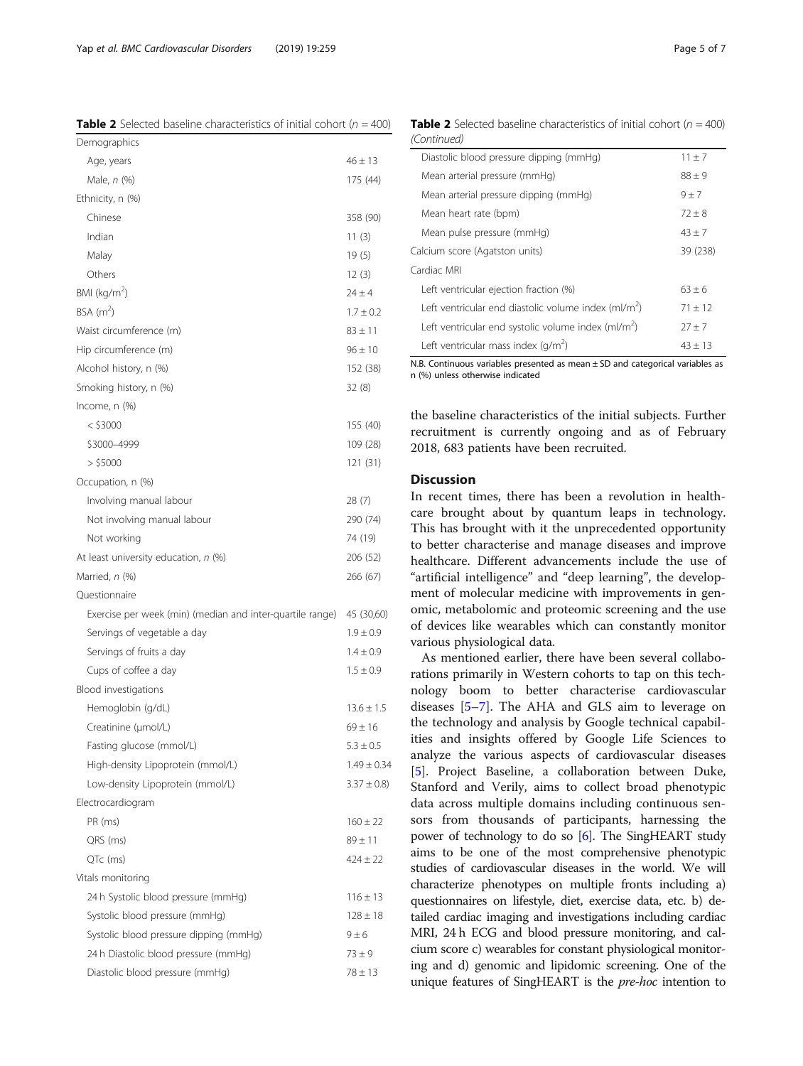**Table 2** Selected baseline characteristics of initial cohort ($n = 400$)

| | |
|---|---|
| Demographics | |
| Age, years | 46 ± 13 |
| Male, *n* (%) | 175 (44) |
| Ethnicity, n (%) | |
| Chinese | 358 (90) |
| Indian | 11 (3) |
| Malay | 19 (5) |
| Others | 12 (3) |
| BMI (kg/m$^2$) | 24 ± 4 |
| BSA (m$^2$) | 1.7 ± 0.2 |
| Waist circumference (m) | 83 ± 11 |
| Hip circumference (m) | 96 ± 10 |
| Alcohol history, n (%) | 152 (38) |
| Smoking history, n (%) | 32 (8) |
| Income, n (%) | |
| < $3000 | 155 (40) |
| $3000–4999 | 109 (28) |
| > $5000 | 121 (31) |
| Occupation, n (%) | |
| Involving manual labour | 28 (7) |
| Not involving manual labour | 290 (74) |
| Not working | 74 (19) |
| At least university education, *n* (%) | 206 (52) |
| Married, *n* (%) | 266 (67) |
| Questionnaire | |
| Exercise per week (min) (median and inter-quartile range) | 45 (30,60) |
| Servings of vegetable a day | 1.9 ± 0.9 |
| Servings of fruits a day | 1.4 ± 0.9 |
| Cups of coffee a day | 1.5 ± 0.9 |
| Blood investigations | |
| Hemoglobin (g/dL) | 13.6 ± 1.5 |
| Creatinine (μmol/L) | 69 ± 16 |
| Fasting glucose (mmol/L) | 5.3 ± 0.5 |
| High-density Lipoprotein (mmol/L) | 1.49 ± 0.34 |
| Low-density Lipoprotein (mmol/L) | 3.37 ± 0.8) |
| Electrocardiogram | |
| PR (ms) | 160 ± 22 |
| QRS (ms) | 89 ± 11 |
| QTc (ms) | 424 ± 22 |
| Vitals monitoring | |
| 24 h Systolic blood pressure (mmHg) | 116 ± 13 |
| Systolic blood pressure (mmHg) | 128 ± 18 |
| Systolic blood pressure dipping (mmHg) | 9 ± 6 |
| 24 h Diastolic blood pressure (mmHg) | 73 ± 9 |
| Diastolic blood pressure (mmHg) | 78 ± 13 |
| Diastolic blood pressure dipping (mmHg) | 11 ± 7 |
| Mean arterial pressure (mmHg) | 88 ± 9 |
| Mean arterial pressure dipping (mmHg) | 9 ± 7 |
| Mean heart rate (bpm) | 72 ± 8 |
| Mean pulse pressure (mmHg) | 43 ± 7 |
| Calcium score (Agatston units) | 39 (238) |
| Cardiac MRI | |
| Left ventricular ejection fraction (%) | 63 ± 6 |
| Left ventricular end diastolic volume index (ml/m$^2$) | 71 ± 12 |
| Left ventricular end systolic volume index (ml/m$^2$) | 27 ± 7 |
| Left ventricular mass index (g/m$^2$) | 43 ± 13 |

N.B. Continuous variables presented as mean ± SD and categorical variables as n (%) unless otherwise indicated

the baseline characteristics of the initial subjects. Further recruitment is currently ongoing and as of February 2018, 683 patients have been recruited.

## Discussion

In recent times, there has been a revolution in healthcare brought about by quantum leaps in technology. This has brought with it the unprecedented opportunity to better characterise and manage diseases and improve healthcare. Different advancements include the use of "artificial intelligence" and "deep learning", the development of molecular medicine with improvements in genomic, metabolomic and proteomic screening and the use of devices like wearables which can constantly monitor various physiological data.

As mentioned earlier, there have been several collaborations primarily in Western cohorts to tap on this technology boom to better characterise cardiovascular diseases [5–7]. The AHA and GLS aim to leverage on the technology and analysis by Google technical capabilities and insights offered by Google Life Sciences to analyze the various aspects of cardiovascular diseases [5]. Project Baseline, a collaboration between Duke, Stanford and Verily, aims to collect broad phenotypic data across multiple domains including continuous sensors from thousands of participants, harnessing the power of technology to do so [6]. The SingHEART study aims to be one of the most comprehensive phenotypic studies of cardiovascular diseases in the world. We will characterize phenotypes on multiple fronts including a) questionnaires on lifestyle, diet, exercise data, etc. b) detailed cardiac imaging and investigations including cardiac MRI, 24 h ECG and blood pressure monitoring, and calcium score c) wearables for constant physiological monitoring and d) genomic and lipidomic screening. One of the unique features of SingHEART is the *pre-hoc* intention to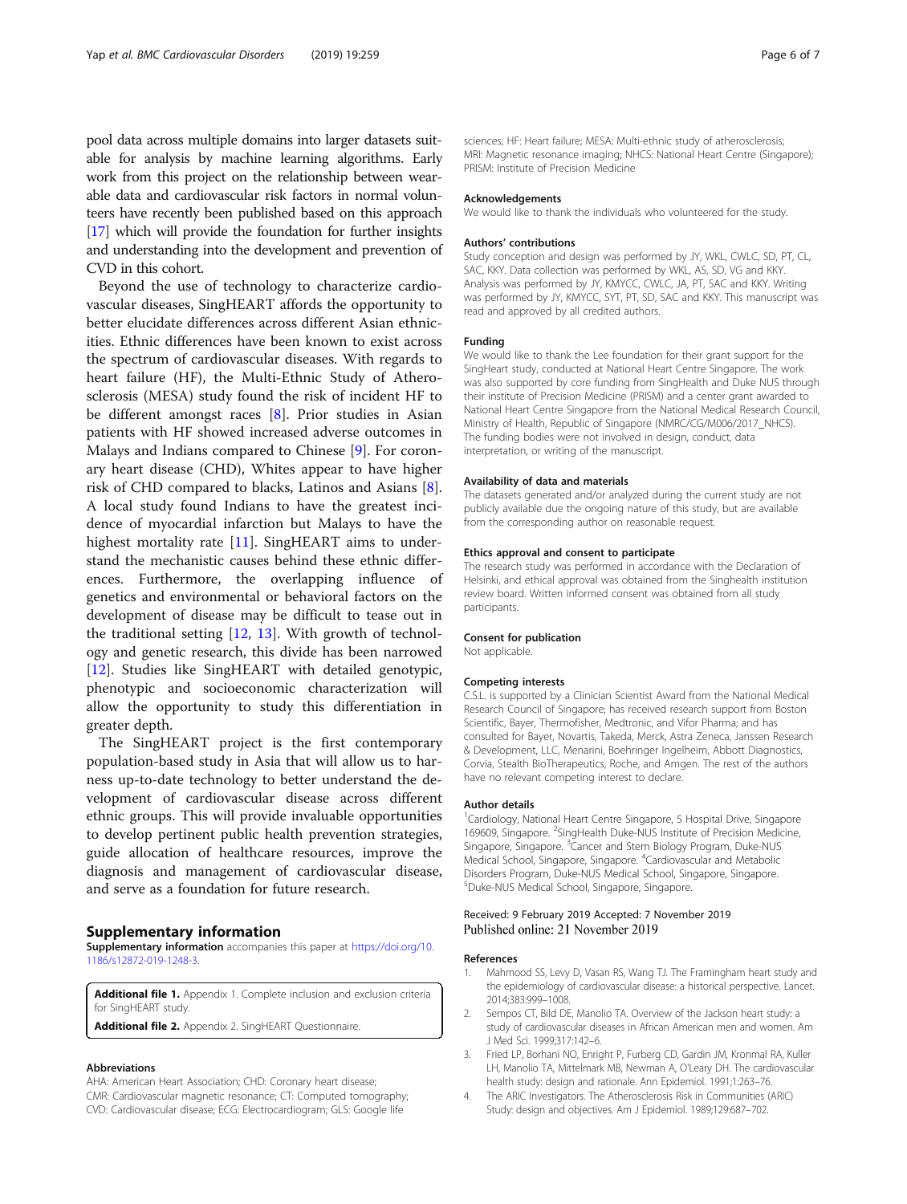pool data across multiple domains into larger datasets suitable for analysis by machine learning algorithms. Early work from this project on the relationship between wearable data and cardiovascular risk factors in normal volunteers have recently been published based on this approach [17] which will provide the foundation for further insights and understanding into the development and prevention of CVD in this cohort.

Beyond the use of technology to characterize cardiovascular diseases, SingHEART affords the opportunity to better elucidate differences across different Asian ethnicities. Ethnic differences have been known to exist across the spectrum of cardiovascular diseases. With regards to heart failure (HF), the Multi-Ethnic Study of Atherosclerosis (MESA) study found the risk of incident HF to be different amongst races [8]. Prior studies in Asian patients with HF showed increased adverse outcomes in Malays and Indians compared to Chinese [9]. For coronary heart disease (CHD), Whites appear to have higher risk of CHD compared to blacks, Latinos and Asians [8]. A local study found Indians to have the greatest incidence of myocardial infarction but Malays to have the highest mortality rate [11]. SingHEART aims to understand the mechanistic causes behind these ethnic differences. Furthermore, the overlapping influence of genetics and environmental or behavioral factors on the development of disease may be difficult to tease out in the traditional setting [12, 13]. With growth of technology and genetic research, this divide has been narrowed [12]. Studies like SingHEART with detailed genotypic, phenotypic and socioeconomic characterization will allow the opportunity to study this differentiation in greater depth.

The SingHEART project is the first contemporary population-based study in Asia that will allow us to harness up-to-date technology to better understand the development of cardiovascular disease across different ethnic groups. This will provide invaluable opportunities to develop pertinent public health prevention strategies, guide allocation of healthcare resources, improve the diagnosis and management of cardiovascular disease, and serve as a foundation for future research.

## Supplementary information

**Supplementary information** accompanies this paper at https://doi.org/10.1186/s12872-019-1248-3.

**Additional file 1.** Appendix 1. Complete inclusion and exclusion criteria for SingHEART study.

**Additional file 2.** Appendix 2. SingHEART Questionnaire.

#### Abbreviations

AHA: American Heart Association; CHD: Coronary heart disease; CMR: Cardiovascular magnetic resonance; CT: Computed tomography; CVD: Cardiovascular disease; ECG: Electrocardiogram; GLS: Google life sciences; HF: Heart failure; MESA: Multi-ethnic study of atherosclerosis; MRI: Magnetic resonance imaging; NHCS: National Heart Centre (Singapore); PRISM: Institute of Precision Medicine

#### Acknowledgements

We would like to thank the individuals who volunteered for the study.

#### Authors' contributions

Study conception and design was performed by JY, WKL, CWLC, SD, PT, CL, SAC, KKY. Data collection was performed by WKL, AS, SD, VG and KKY. Analysis was performed by JY, KMYCC, CWLC, JA, PT, SAC and KKY. Writing was performed by JY, KMYCC, SYT, PT, SD, SAC and KKY. This manuscript was read and approved by all credited authors.

#### Funding

We would like to thank the Lee foundation for their grant support for the SingHeart study, conducted at National Heart Centre Singapore. The work was also supported by core funding from SingHealth and Duke NUS through their institute of Precision Medicine (PRISM) and a center grant awarded to National Heart Centre Singapore from the National Medical Research Council, Ministry of Health, Republic of Singapore (NMRC/CG/M006/2017_NHCS). The funding bodies were not involved in design, conduct, data interpretation, or writing of the manuscript.

#### Availability of data and materials

The datasets generated and/or analyzed during the current study are not publicly available due the ongoing nature of this study, but are available from the corresponding author on reasonable request.

#### Ethics approval and consent to participate

The research study was performed in accordance with the Declaration of Helsinki, and ethical approval was obtained from the Singhealth institution review board. Written informed consent was obtained from all study participants.

#### Consent for publication

Not applicable.

#### Competing interests

C.S.L. is supported by a Clinician Scientist Award from the National Medical Research Council of Singapore; has received research support from Boston Scientific, Bayer, Thermofisher, Medtronic, and Vifor Pharma; and has consulted for Bayer, Novartis, Takeda, Merck, Astra Zeneca, Janssen Research & Development, LLC, Menarini, Boehringer Ingelheim, Abbott Diagnostics, Corvia, Stealth BioTherapeutics, Roche, and Amgen. The rest of the authors have no relevant competing interest to declare.

#### Author details

[1]Cardiology, National Heart Centre Singapore, 5 Hospital Drive, Singapore 169609, Singapore. [2]SingHealth Duke-NUS Institute of Precision Medicine, Singapore, Singapore. [3]Cancer and Stem Biology Program, Duke-NUS Medical School, Singapore, Singapore. [4]Cardiovascular and Metabolic Disorders Program, Duke-NUS Medical School, Singapore, Singapore. [5]Duke-NUS Medical School, Singapore, Singapore.

Received: 9 February 2019 Accepted: 7 November 2019
Published online: 21 November 2019

#### References

1. Mahmood SS, Levy D, Vasan RS, Wang TJ. The Framingham heart study and the epidemiology of cardiovascular disease: a historical perspective. Lancet. 2014;383:999–1008.
2. Sempos CT, Bild DE, Manolio TA. Overview of the Jackson heart study: a study of cardiovascular diseases in African American men and women. Am J Med Sci. 1999;317:142–6.
3. Fried LP, Borhani NO, Enright P, Furberg CD, Gardin JM, Kronmal RA, Kuller LH, Manolio TA, Mittelmark MB, Newman A, O'Leary DH. The cardiovascular health study: design and rationale. Ann Epidemiol. 1991;1:263–76.
4. The ARIC Investigators. The Atherosclerosis Risk in Communities (ARIC) Study: design and objectives. Am J Epidemiol. 1989;129:687–702.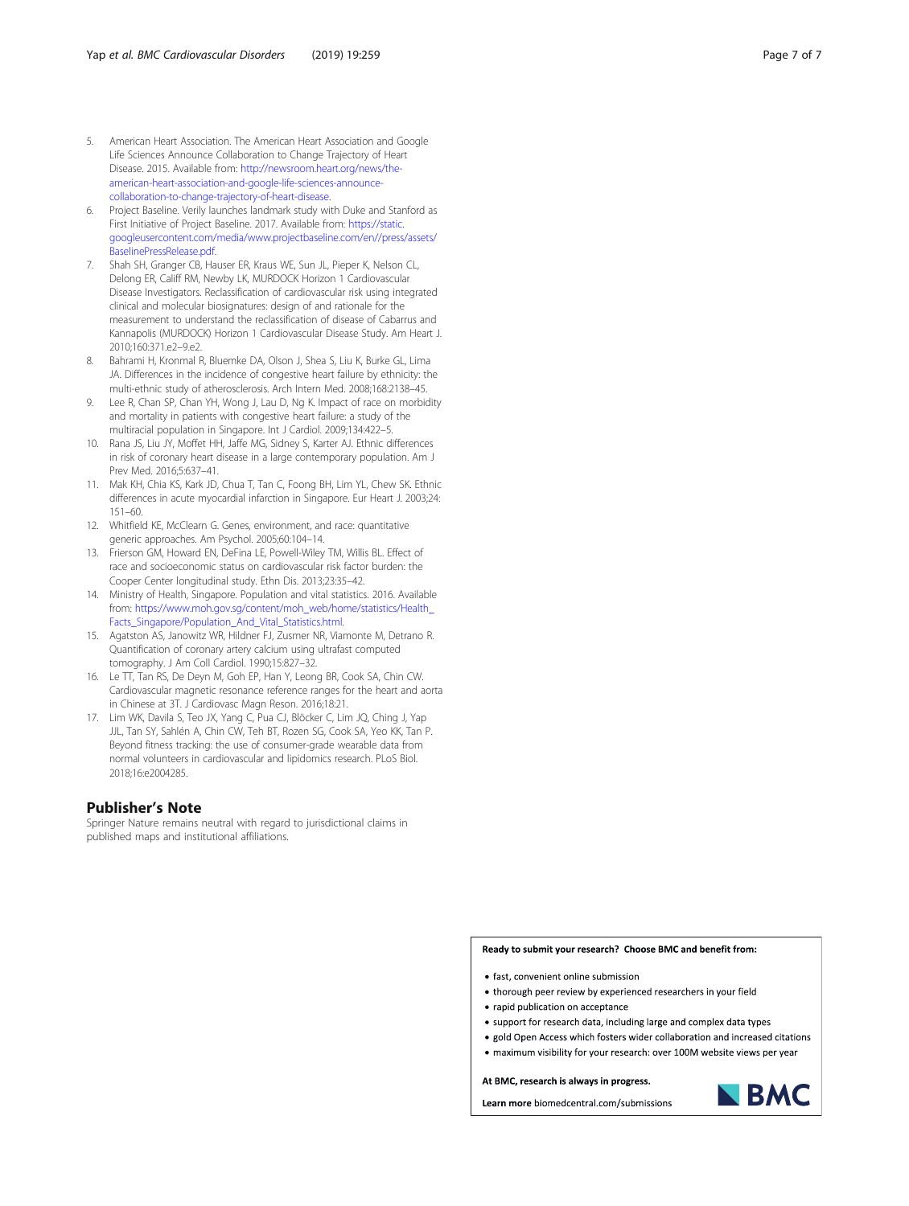5. American Heart Association. The American Heart Association and Google Life Sciences Announce Collaboration to Change Trajectory of Heart Disease. 2015. Available from: http://newsroom.heart.org/news/the-american-heart-association-and-google-life-sciences-announce-collaboration-to-change-trajectory-of-heart-disease.
6. Project Baseline. Verily launches landmark study with Duke and Stanford as First Initiative of Project Baseline. 2017. Available from: https://static.googleusercontent.com/media/www.projectbaseline.com/en//press/assets/BaselinePressRelease.pdf.
7. Shah SH, Granger CB, Hauser ER, Kraus WE, Sun JL, Pieper K, Nelson CL, Delong ER, Califf RM, Newby LK, MURDOCK Horizon 1 Cardiovascular Disease Investigators. Reclassification of cardiovascular risk using integrated clinical and molecular biosignatures: design of and rationale for the measurement to understand the reclassification of disease of Cabarrus and Kannapolis (MURDOCK) Horizon 1 Cardiovascular Disease Study. Am Heart J. 2010;160:371.e2–9.e2.
8. Bahrami H, Kronmal R, Bluemke DA, Olson J, Shea S, Liu K, Burke GL, Lima JA. Differences in the incidence of congestive heart failure by ethnicity: the multi-ethnic study of atherosclerosis. Arch Intern Med. 2008;168:2138–45.
9. Lee R, Chan SP, Chan YH, Wong J, Lau D, Ng K. Impact of race on morbidity and mortality in patients with congestive heart failure: a study of the multiracial population in Singapore. Int J Cardiol. 2009;134:422–5.
10. Rana JS, Liu JY, Moffet HH, Jaffe MG, Sidney S, Karter AJ. Ethnic differences in risk of coronary heart disease in a large contemporary population. Am J Prev Med. 2016;5:637–41.
11. Mak KH, Chia KS, Kark JD, Chua T, Tan C, Foong BH, Lim YL, Chew SK. Ethnic differences in acute myocardial infarction in Singapore. Eur Heart J. 2003;24:151–60.
12. Whitfield KE, McClearn G. Genes, environment, and race: quantitative generic approaches. Am Psychol. 2005;60:104–14.
13. Frierson GM, Howard EN, DeFina LE, Powell-Wiley TM, Willis BL. Effect of race and socioeconomic status on cardiovascular risk factor burden: the Cooper Center longitudinal study. Ethn Dis. 2013;23:35–42.
14. Ministry of Health, Singapore. Population and vital statistics. 2016. Available from: https://www.moh.gov.sg/content/moh_web/home/statistics/Health_Facts_Singapore/Population_And_Vital_Statistics.html.
15. Agatston AS, Janowitz WR, Hildner FJ, Zusmer NR, Viamonte M, Detrano R. Quantification of coronary artery calcium using ultrafast computed tomography. J Am Coll Cardiol. 1990;15:827–32.
16. Le TT, Tan RS, De Deyn M, Goh EP, Han Y, Leong BR, Cook SA, Chin CW. Cardiovascular magnetic resonance reference ranges for the heart and aorta in Chinese at 3T. J Cardiovasc Magn Reson. 2016;18:21.
17. Lim WK, Davila S, Teo JX, Yang C, Pua CJ, Blöcker C, Lim JQ, Ching J, Yap JJL, Tan SY, Sahlén A, Chin CW, Teh BT, Rozen SG, Cook SA, Yeo KK, Tan P. Beyond fitness tracking: the use of consumer-grade wearable data from normal volunteers in cardiovascular and lipidomics research. PLoS Biol. 2018;16:e2004285.

## Publisher's Note

Springer Nature remains neutral with regard to jurisdictional claims in published maps and institutional affiliations.

**Ready to submit your research? Choose BMC and benefit from:**

- fast, convenient online submission
- thorough peer review by experienced researchers in your field
- rapid publication on acceptance
- support for research data, including large and complex data types
- gold Open Access which fosters wider collaboration and increased citations
- maximum visibility for your research: over 100M website views per year

**At BMC, research is always in progress.**

**Learn more** biomedcentral.com/submissions